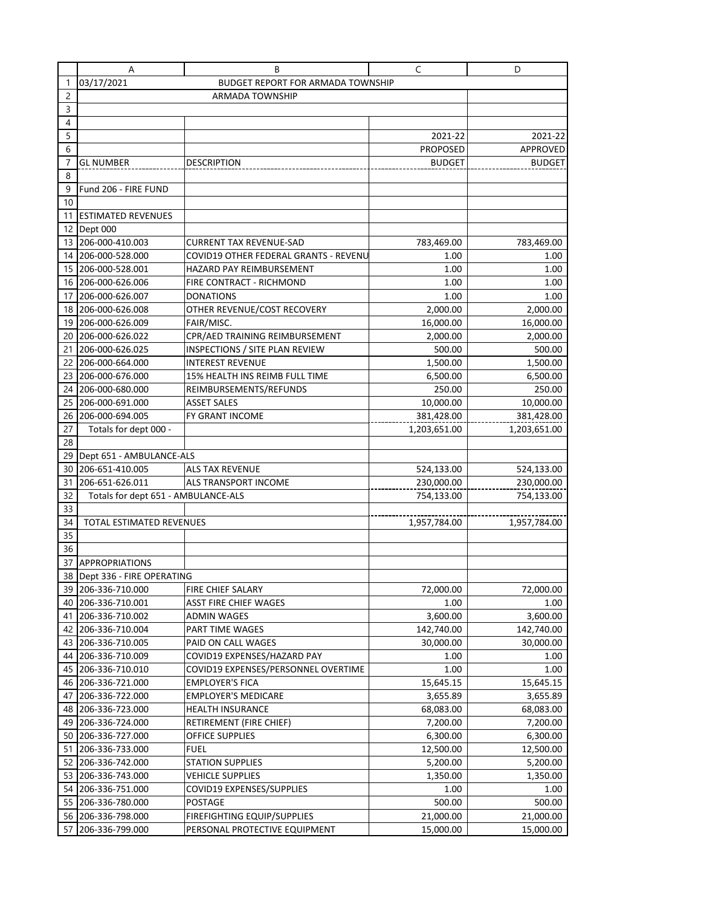03/17/2021 BUDGET REPORT FOR ARMADA TOWNSHIP

ARMADA TOWNSHIP

| GL NUMBER | DESCRIPTION | 2021-22 PROPOSED BUDGET | 2021-22 APPROVED BUDGET |
|---|---|---|---|
| Fund 206 - FIRE FUND | | | |
| | | | |
| ESTIMATED REVENUES | | | |
| Dept 000 | | | |
| 206-000-410.003 | CURRENT TAX REVENUE-SAD | 783,469.00 | 783,469.00 |
| 206-000-528.000 | COVID19 OTHER FEDERAL GRANTS - REVENU | 1.00 | 1.00 |
| 206-000-528.001 | HAZARD PAY REIMBURSEMENT | 1.00 | 1.00 |
| 206-000-626.006 | FIRE CONTRACT - RICHMOND | 1.00 | 1.00 |
| 206-000-626.007 | DONATIONS | 1.00 | 1.00 |
| 206-000-626.008 | OTHER REVENUE/COST RECOVERY | 2,000.00 | 2,000.00 |
| 206-000-626.009 | FAIR/MISC. | 16,000.00 | 16,000.00 |
| 206-000-626.022 | CPR/AED TRAINING REIMBURSEMENT | 2,000.00 | 2,000.00 |
| 206-000-626.025 | INSPECTIONS / SITE PLAN REVIEW | 500.00 | 500.00 |
| 206-000-664.000 | INTEREST REVENUE | 1,500.00 | 1,500.00 |
| 206-000-676.000 | 15% HEALTH INS REIMB FULL TIME | 6,500.00 | 6,500.00 |
| 206-000-680.000 | REIMBURSEMENTS/REFUNDS | 250.00 | 250.00 |
| 206-000-691.000 | ASSET SALES | 10,000.00 | 10,000.00 |
| 206-000-694.005 | FY GRANT INCOME | 381,428.00 | 381,428.00 |
| Totals for dept 000 - | | 1,203,651.00 | 1,203,651.00 |
| | | | |
| Dept 651 - AMBULANCE-ALS | | | |
| 206-651-410.005 | ALS TAX REVENUE | 524,133.00 | 524,133.00 |
| 206-651-626.011 | ALS TRANSPORT INCOME | 230,000.00 | 230,000.00 |
| Totals for dept 651 - AMBULANCE-ALS | | 754,133.00 | 754,133.00 |
| | | | |
| TOTAL ESTIMATED REVENUES | | 1,957,784.00 | 1,957,784.00 |
| | | | |
| | | | |
| APPROPRIATIONS | | | |
| Dept 336 - FIRE OPERATING | | | |
| 206-336-710.000 | FIRE CHIEF SALARY | 72,000.00 | 72,000.00 |
| 206-336-710.001 | ASST FIRE CHIEF WAGES | 1.00 | 1.00 |
| 206-336-710.002 | ADMIN WAGES | 3,600.00 | 3,600.00 |
| 206-336-710.004 | PART TIME WAGES | 142,740.00 | 142,740.00 |
| 206-336-710.005 | PAID ON CALL WAGES | 30,000.00 | 30,000.00 |
| 206-336-710.009 | COVID19 EXPENSES/HAZARD PAY | 1.00 | 1.00 |
| 206-336-710.010 | COVID19 EXPENSES/PERSONNEL OVERTIME | 1.00 | 1.00 |
| 206-336-721.000 | EMPLOYER'S FICA | 15,645.15 | 15,645.15 |
| 206-336-722.000 | EMPLOYER'S MEDICARE | 3,655.89 | 3,655.89 |
| 206-336-723.000 | HEALTH INSURANCE | 68,083.00 | 68,083.00 |
| 206-336-724.000 | RETIREMENT (FIRE CHIEF) | 7,200.00 | 7,200.00 |
| 206-336-727.000 | OFFICE SUPPLIES | 6,300.00 | 6,300.00 |
| 206-336-733.000 | FUEL | 12,500.00 | 12,500.00 |
| 206-336-742.000 | STATION SUPPLIES | 5,200.00 | 5,200.00 |
| 206-336-743.000 | VEHICLE SUPPLIES | 1,350.00 | 1,350.00 |
| 206-336-751.000 | COVID19 EXPENSES/SUPPLIES | 1.00 | 1.00 |
| 206-336-780.000 | POSTAGE | 500.00 | 500.00 |
| 206-336-798.000 | FIREFIGHTING EQUIP/SUPPLIES | 21,000.00 | 21,000.00 |
| 206-336-799.000 | PERSONAL PROTECTIVE EQUIPMENT | 15,000.00 | 15,000.00 |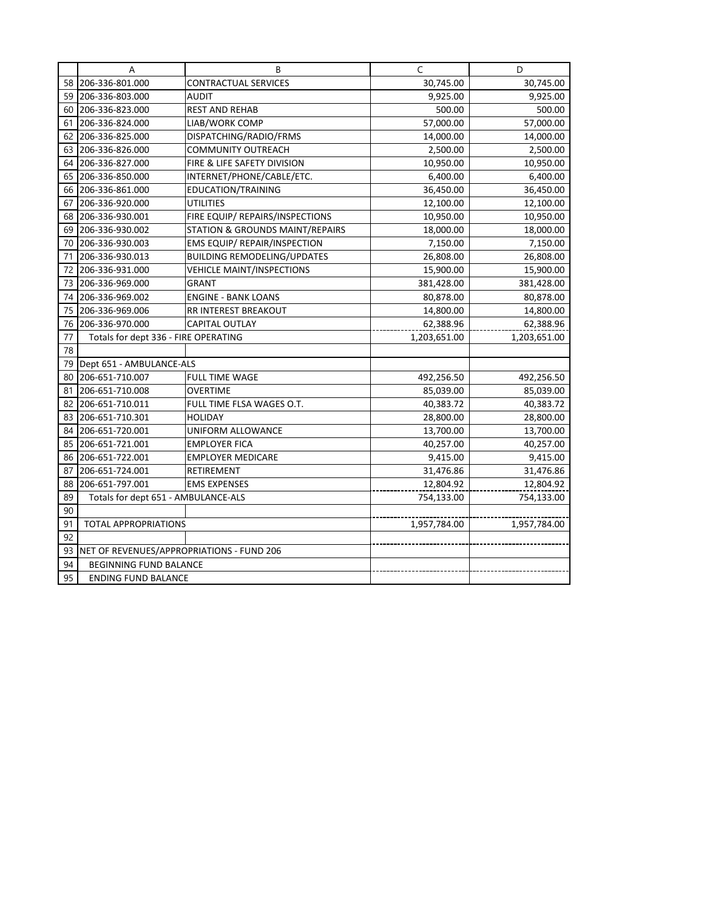| | A | B | C | D |
|---|---|---|---|---|
| 58 | 206-336-801.000 | CONTRACTUAL SERVICES | 30,745.00 | 30,745.00 |
| 59 | 206-336-803.000 | AUDIT | 9,925.00 | 9,925.00 |
| 60 | 206-336-823.000 | REST AND REHAB | 500.00 | 500.00 |
| 61 | 206-336-824.000 | LIAB/WORK COMP | 57,000.00 | 57,000.00 |
| 62 | 206-336-825.000 | DISPATCHING/RADIO/FRMS | 14,000.00 | 14,000.00 |
| 63 | 206-336-826.000 | COMMUNITY OUTREACH | 2,500.00 | 2,500.00 |
| 64 | 206-336-827.000 | FIRE & LIFE SAFETY DIVISION | 10,950.00 | 10,950.00 |
| 65 | 206-336-850.000 | INTERNET/PHONE/CABLE/ETC. | 6,400.00 | 6,400.00 |
| 66 | 206-336-861.000 | EDUCATION/TRAINING | 36,450.00 | 36,450.00 |
| 67 | 206-336-920.000 | UTILITIES | 12,100.00 | 12,100.00 |
| 68 | 206-336-930.001 | FIRE EQUIP/ REPAIRS/INSPECTIONS | 10,950.00 | 10,950.00 |
| 69 | 206-336-930.002 | STATION & GROUNDS MAINT/REPAIRS | 18,000.00 | 18,000.00 |
| 70 | 206-336-930.003 | EMS EQUIP/ REPAIR/INSPECTION | 7,150.00 | 7,150.00 |
| 71 | 206-336-930.013 | BUILDING REMODELING/UPDATES | 26,808.00 | 26,808.00 |
| 72 | 206-336-931.000 | VEHICLE MAINT/INSPECTIONS | 15,900.00 | 15,900.00 |
| 73 | 206-336-969.000 | GRANT | 381,428.00 | 381,428.00 |
| 74 | 206-336-969.002 | ENGINE - BANK LOANS | 80,878.00 | 80,878.00 |
| 75 | 206-336-969.006 | RR INTEREST BREAKOUT | 14,800.00 | 14,800.00 |
| 76 | 206-336-970.000 | CAPITAL OUTLAY | 62,388.96 | 62,388.96 |
| 77 | Totals for dept 336 - FIRE OPERATING | | 1,203,651.00 | 1,203,651.00 |
| 78 | | | | |
| 79 | Dept 651 - AMBULANCE-ALS | | | |
| 80 | 206-651-710.007 | FULL TIME WAGE | 492,256.50 | 492,256.50 |
| 81 | 206-651-710.008 | OVERTIME | 85,039.00 | 85,039.00 |
| 82 | 206-651-710.011 | FULL TIME FLSA WAGES O.T. | 40,383.72 | 40,383.72 |
| 83 | 206-651-710.301 | HOLIDAY | 28,800.00 | 28,800.00 |
| 84 | 206-651-720.001 | UNIFORM ALLOWANCE | 13,700.00 | 13,700.00 |
| 85 | 206-651-721.001 | EMPLOYER FICA | 40,257.00 | 40,257.00 |
| 86 | 206-651-722.001 | EMPLOYER MEDICARE | 9,415.00 | 9,415.00 |
| 87 | 206-651-724.001 | RETIREMENT | 31,476.86 | 31,476.86 |
| 88 | 206-651-797.001 | EMS EXPENSES | 12,804.92 | 12,804.92 |
| 89 | Totals for dept 651 - AMBULANCE-ALS | | 754,133.00 | 754,133.00 |
| 90 | | | | |
| 91 | TOTAL APPROPRIATIONS | | 1,957,784.00 | 1,957,784.00 |
| 92 | | | | |
| 93 | NET OF REVENUES/APPROPRIATIONS - FUND 206 | | | |
| 94 | BEGINNING FUND BALANCE | | | |
| 95 | ENDING FUND BALANCE | | | |